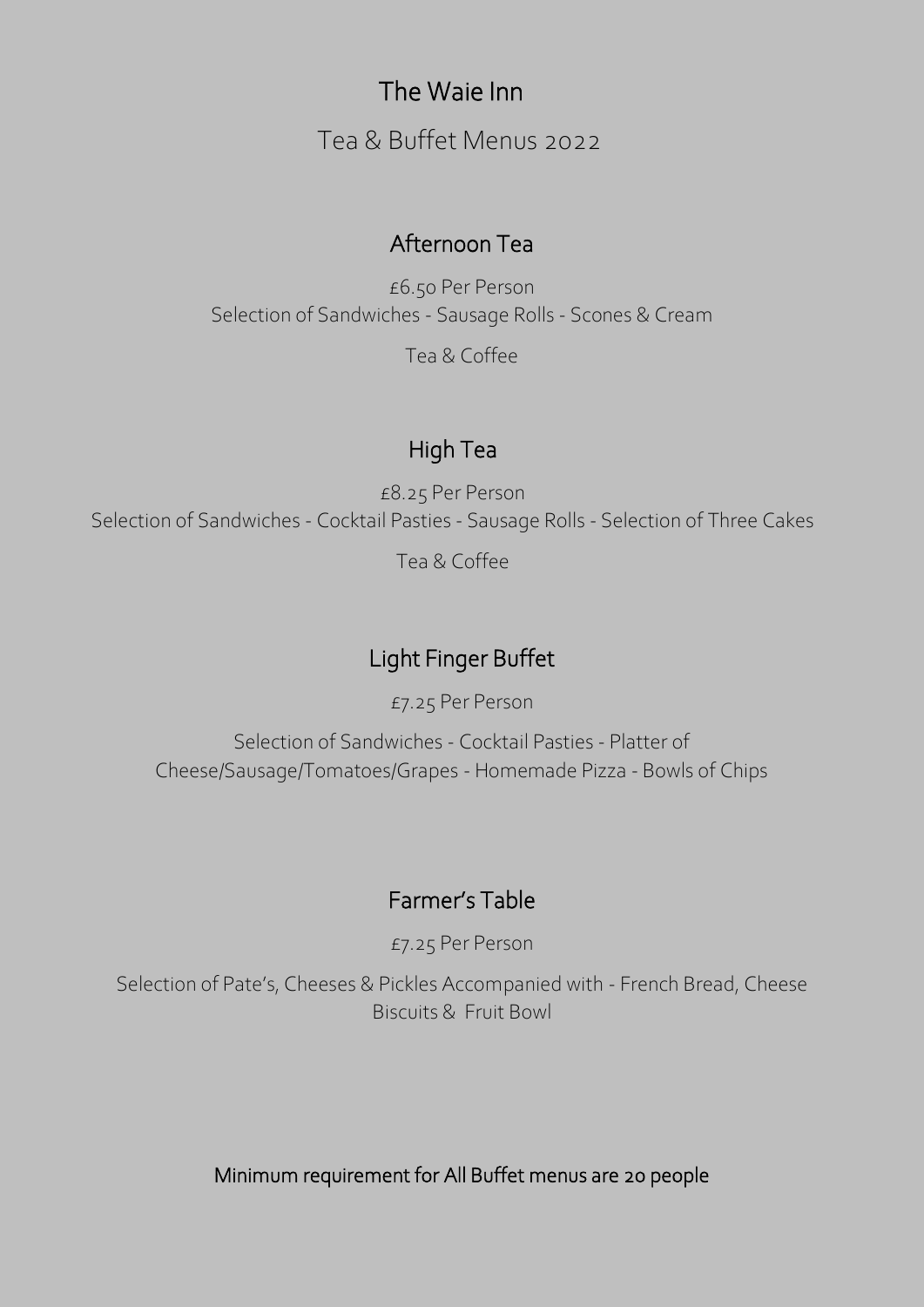# The Waie Inn

Tea & Buffet Menus 2022

## Afternoon Tea

£6.50 Per Person

Selection of Sandwiches - Sausage Rolls - Scones & Cream

Tea & Coffee

## High Tea

£8.25 Per Person

Selection of Sandwiches - Cocktail Pasties - Sausage Rolls - Selection of Three Cakes

Tea & Coffee

## Light Finger Buffet

£7.25 Per Person

Selection of Sandwiches - Cocktail Pasties - Platter of Cheese/Sausage/Tomatoes/Grapes - Homemade Pizza - Bowls of Chips

## Farmer's Table

£7.25 Per Person

Selection of Pate's, Cheeses & Pickles Accompanied with - French Bread, Cheese Biscuits & Fruit Bowl

Minimum requirement for All Buffet menus are 20 people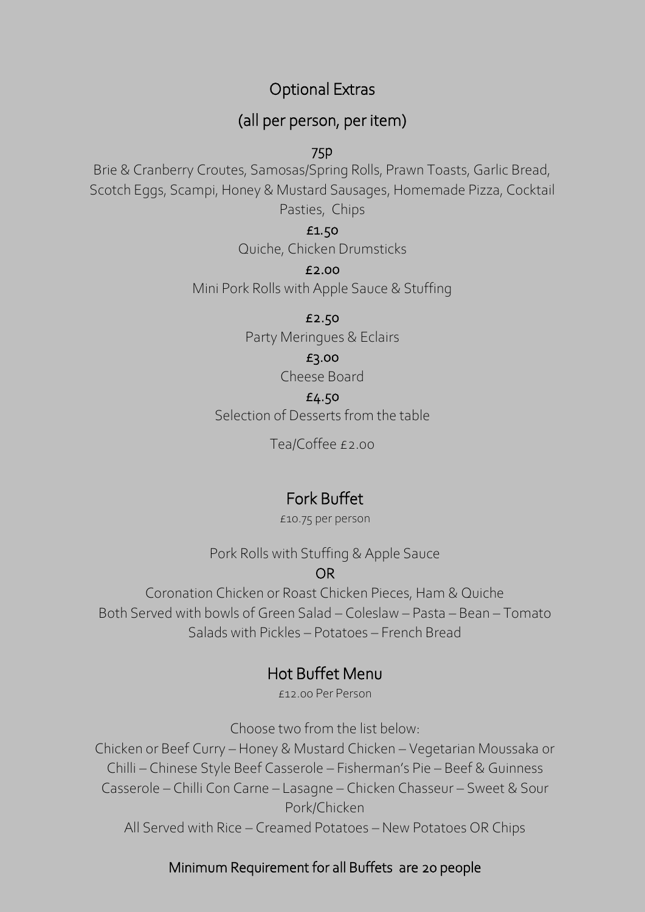## Optional Extras

## (all per person, per item)

75p

Brie & Cranberry Croutes, Samosas/Spring Rolls, Prawn Toasts, Garlic Bread, Scotch Eggs, Scampi, Honey & Mustard Sausages, Homemade Pizza, Cocktail Pasties, Chips

£1.50

Quiche, Chicken Drumsticks

£2.00

Mini Pork Rolls with Apple Sauce & Stuffing

£2.50

Party Meringues & Eclairs

£3.00

Cheese Board

£4.50

Selection of Desserts from the table

Tea/Coffee £2.00

## Fork Buffet

£10.75 per person

Pork Rolls with Stuffing & Apple Sauce

OR

Coronation Chicken or Roast Chicken Pieces, Ham & Quiche
Both Served with bowls of Green Salad – Coleslaw – Pasta – Bean – Tomato Salads with Pickles – Potatoes – French Bread

## Hot Buffet Menu

£12.00 Per Person

Choose two from the list below:
Chicken or Beef Curry – Honey & Mustard Chicken – Vegetarian Moussaka or Chilli – Chinese Style Beef Casserole – Fisherman's Pie – Beef & Guinness Casserole – Chilli Con Carne – Lasagne – Chicken Chasseur – Sweet & Sour Pork/Chicken
All Served with Rice – Creamed Potatoes – New Potatoes OR Chips

Minimum Requirement for all Buffets are 20 people